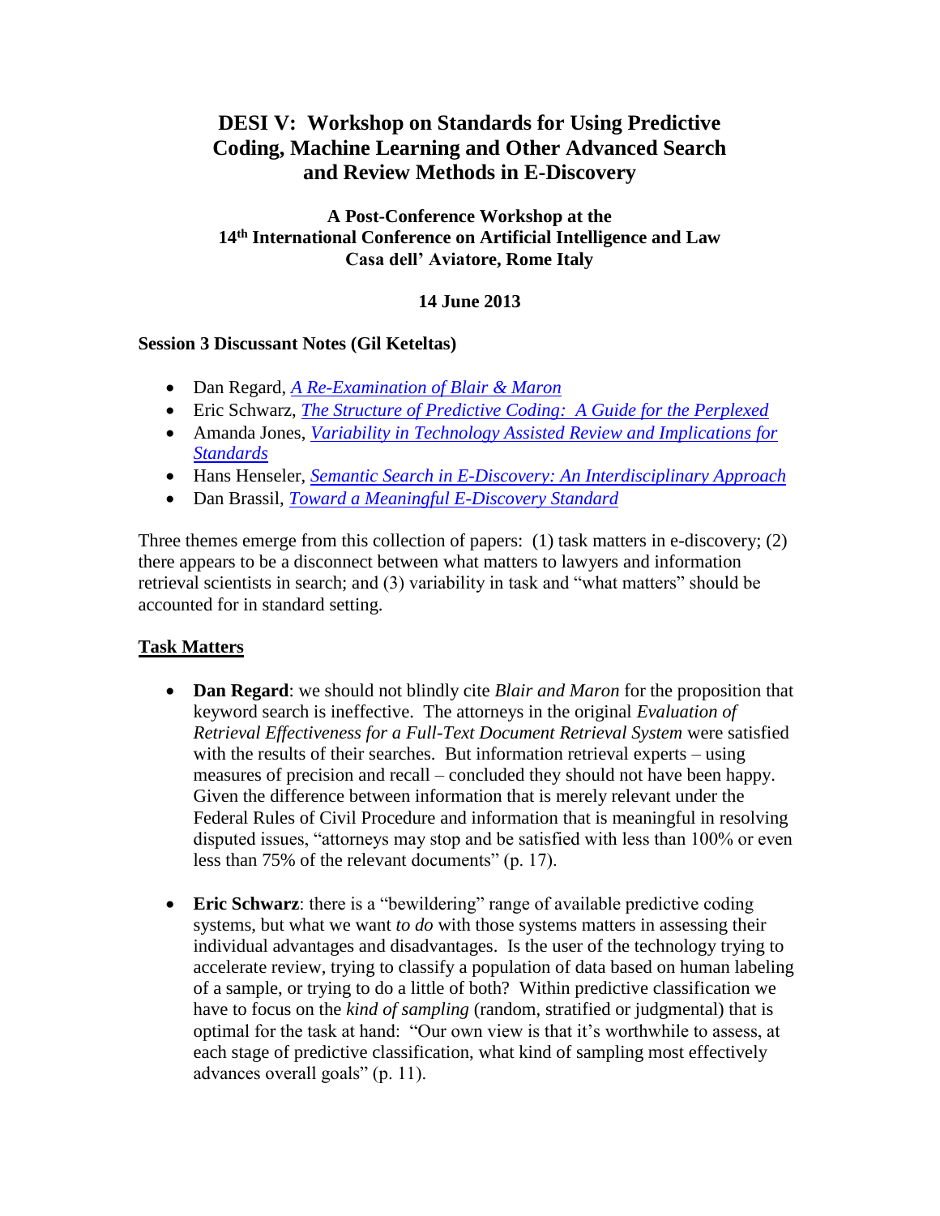# DESI V: Workshop on Standards for Using Predictive Coding, Machine Learning and Other Advanced Search and Review Methods in E-Discovery

**A Post-Conference Workshop at the 14th International Conference on Artificial Intelligence and Law Casa dell' Aviatore, Rome Italy**

**14 June 2013**

**Session 3 Discussant Notes (Gil Keteltas)**

- Dan Regard, *A Re-Examination of Blair & Maron*
- Eric Schwarz, *The Structure of Predictive Coding: A Guide for the Perplexed*
- Amanda Jones, *Variability in Technology Assisted Review and Implications for Standards*
- Hans Henseler, *Semantic Search in E-Discovery: An Interdisciplinary Approach*
- Dan Brassil, *Toward a Meaningful E-Discovery Standard*

Three themes emerge from this collection of papers: (1) task matters in e-discovery; (2) there appears to be a disconnect between what matters to lawyers and information retrieval scientists in search; and (3) variability in task and "what matters" should be accounted for in standard setting.

## Task Matters

- **Dan Regard**: we should not blindly cite *Blair and Maron* for the proposition that keyword search is ineffective. The attorneys in the original *Evaluation of Retrieval Effectiveness for a Full-Text Document Retrieval System* were satisfied with the results of their searches. But information retrieval experts – using measures of precision and recall – concluded they should not have been happy. Given the difference between information that is merely relevant under the Federal Rules of Civil Procedure and information that is meaningful in resolving disputed issues, "attorneys may stop and be satisfied with less than 100% or even less than 75% of the relevant documents" (p. 17).

- **Eric Schwarz**: there is a "bewildering" range of available predictive coding systems, but what we want *to do* with those systems matters in assessing their individual advantages and disadvantages. Is the user of the technology trying to accelerate review, trying to classify a population of data based on human labeling of a sample, or trying to do a little of both? Within predictive classification we have to focus on the *kind of sampling* (random, stratified or judgmental) that is optimal for the task at hand: "Our own view is that it's worthwhile to assess, at each stage of predictive classification, what kind of sampling most effectively advances overall goals" (p. 11).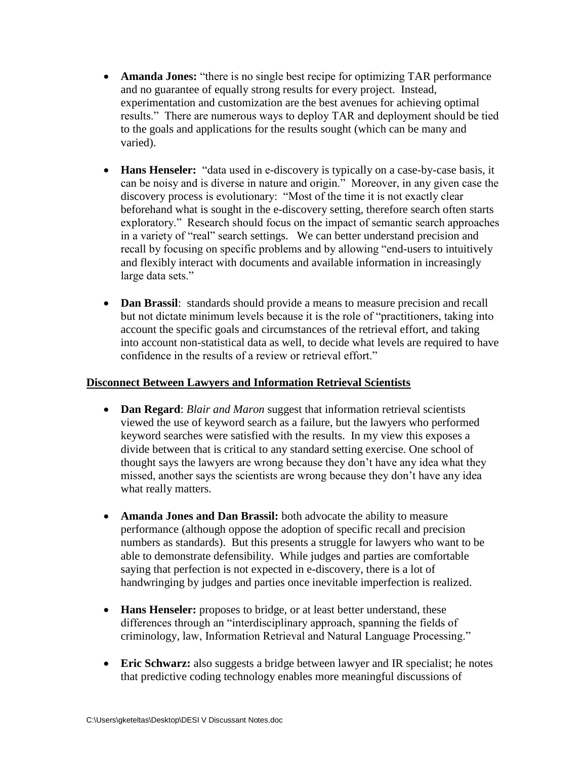- **Amanda Jones:** "there is no single best recipe for optimizing TAR performance and no guarantee of equally strong results for every project. Instead, experimentation and customization are the best avenues for achieving optimal results." There are numerous ways to deploy TAR and deployment should be tied to the goals and applications for the results sought (which can be many and varied).

- **Hans Henseler:** "data used in e-discovery is typically on a case-by-case basis, it can be noisy and is diverse in nature and origin." Moreover, in any given case the discovery process is evolutionary: "Most of the time it is not exactly clear beforehand what is sought in the e-discovery setting, therefore search often starts exploratory." Research should focus on the impact of semantic search approaches in a variety of "real" search settings. We can better understand precision and recall by focusing on specific problems and by allowing "end-users to intuitively and flexibly interact with documents and available information in increasingly large data sets."

- **Dan Brassil**: standards should provide a means to measure precision and recall but not dictate minimum levels because it is the role of "practitioners, taking into account the specific goals and circumstances of the retrieval effort, and taking into account non-statistical data as well, to decide what levels are required to have confidence in the results of a review or retrieval effort."

**Disconnect Between Lawyers and Information Retrieval Scientists**

- **Dan Regard**: *Blair and Maron* suggest that information retrieval scientists viewed the use of keyword search as a failure, but the lawyers who performed keyword searches were satisfied with the results. In my view this exposes a divide between that is critical to any standard setting exercise. One school of thought says the lawyers are wrong because they don't have any idea what they missed, another says the scientists are wrong because they don't have any idea what really matters.

- **Amanda Jones and Dan Brassil:** both advocate the ability to measure performance (although oppose the adoption of specific recall and precision numbers as standards). But this presents a struggle for lawyers who want to be able to demonstrate defensibility. While judges and parties are comfortable saying that perfection is not expected in e-discovery, there is a lot of handwringing by judges and parties once inevitable imperfection is realized.

- **Hans Henseler:** proposes to bridge, or at least better understand, these differences through an "interdisciplinary approach, spanning the fields of criminology, law, Information Retrieval and Natural Language Processing."

- **Eric Schwarz:** also suggests a bridge between lawyer and IR specialist; he notes that predictive coding technology enables more meaningful discussions of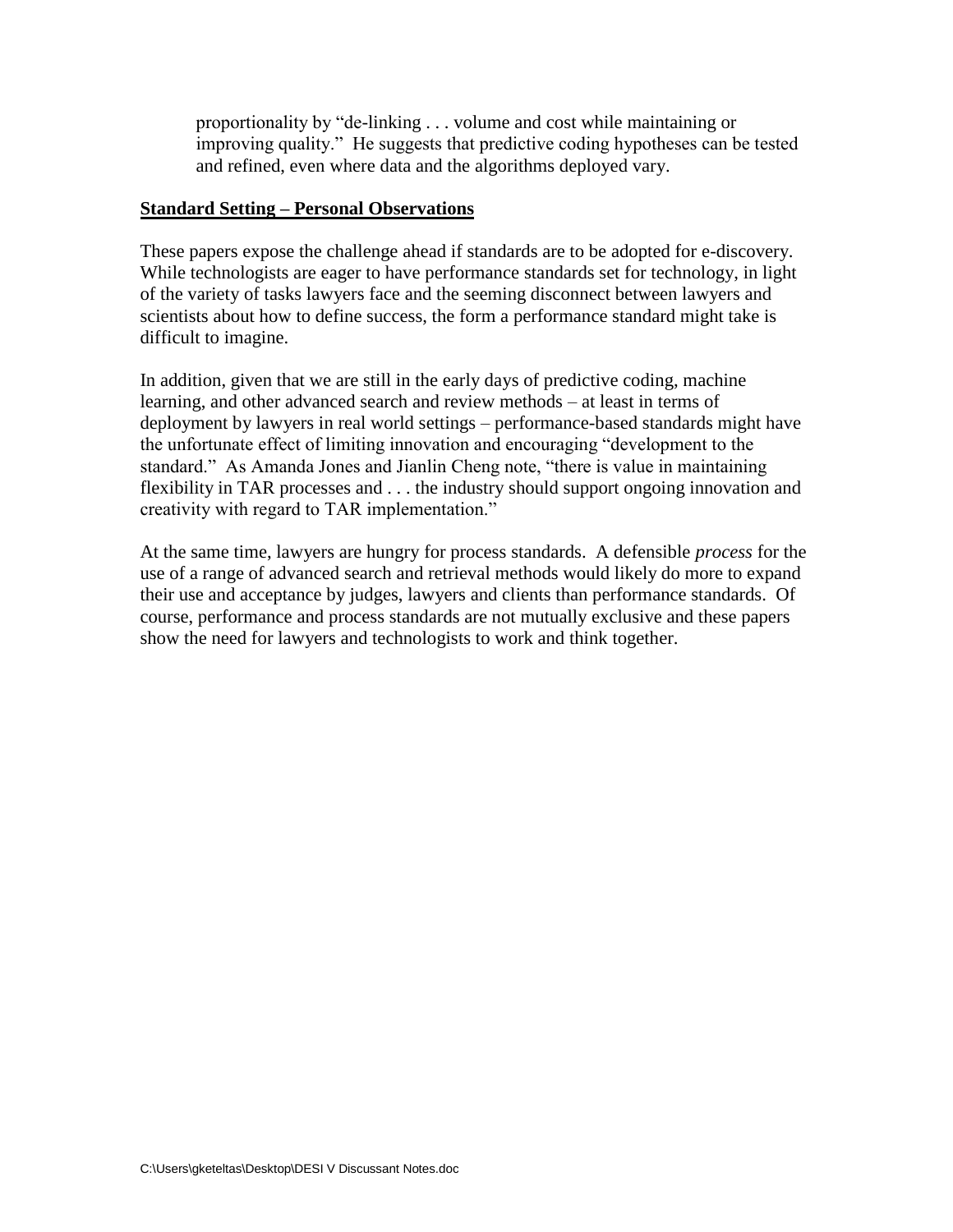proportionality by "de-linking . . . volume and cost while maintaining or improving quality." He suggests that predictive coding hypotheses can be tested and refined, even where data and the algorithms deployed vary.

**Standard Setting – Personal Observations**

These papers expose the challenge ahead if standards are to be adopted for e-discovery. While technologists are eager to have performance standards set for technology, in light of the variety of tasks lawyers face and the seeming disconnect between lawyers and scientists about how to define success, the form a performance standard might take is difficult to imagine.

In addition, given that we are still in the early days of predictive coding, machine learning, and other advanced search and review methods – at least in terms of deployment by lawyers in real world settings – performance-based standards might have the unfortunate effect of limiting innovation and encouraging "development to the standard." As Amanda Jones and Jianlin Cheng note, "there is value in maintaining flexibility in TAR processes and . . . the industry should support ongoing innovation and creativity with regard to TAR implementation."

At the same time, lawyers are hungry for process standards. A defensible *process* for the use of a range of advanced search and retrieval methods would likely do more to expand their use and acceptance by judges, lawyers and clients than performance standards. Of course, performance and process standards are not mutually exclusive and these papers show the need for lawyers and technologists to work and think together.

C:\Users\gketeltas\Desktop\DESI V Discussant Notes.doc